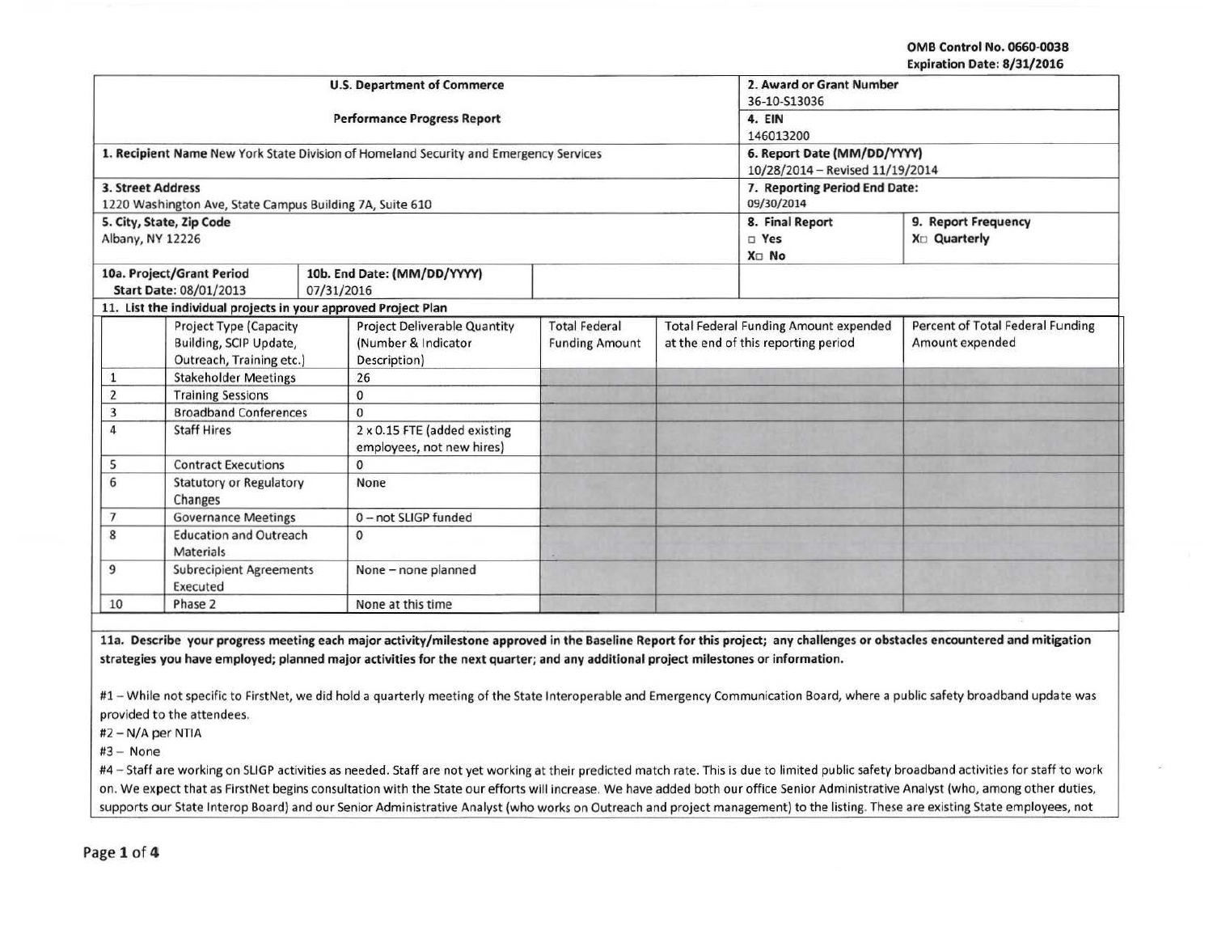OMB Control No. 0660-0038
Expiration Date: 8/31/2016

| U.S. Department of Commerce<br>Performance Progress Report | 2. Award or Grant Number<br>36-10-S13036 | |
|---|---|---|
| | 4. EIN<br>146013200 | |
| 1. Recipient Name New York State Division of Homeland Security and Emergency Services | 6. Report Date (MM/DD/YYYY)<br>10/28/2014 – Revised 11/19/2014 | |
| 3. Street Address<br>1220 Washington Ave, State Campus Building 7A, Suite 610 | 7. Reporting Period End Date:<br>09/30/2014 | |
| 5. City, State, Zip Code<br>Albany, NY 12226 | 8. Final Report<br>□ Yes<br>X□ No | 9. Report Frequency<br>X□ Quarterly |
| 10a. Project/Grant Period Start Date: 08/01/2013 \| 10b. End Date: (MM/DD/YYYY) 07/31/2016 | | |

**11. List the individual projects in your approved Project Plan**

| | Project Type (Capacity Building, SCIP Update, Outreach, Training etc.) | Project Deliverable Quantity (Number & Indicator Description) | Total Federal Funding Amount | Total Federal Funding Amount expended at the end of this reporting period | Percent of Total Federal Funding Amount expended |
|---|---|---|---|---|---|
| 1 | Stakeholder Meetings | 26 | | | |
| 2 | Training Sessions | 0 | | | |
| 3 | Broadband Conferences | 0 | | | |
| 4 | Staff Hires | 2 x 0.15 FTE (added existing employees, not new hires) | | | |
| 5 | Contract Executions | 0 | | | |
| 6 | Statutory or Regulatory Changes | None | | | |
| 7 | Governance Meetings | 0 – not SLIGP funded | | | |
| 8 | Education and Outreach Materials | 0 | | | |
| 9 | Subrecipient Agreements Executed | None – none planned | | | |
| 10 | Phase 2 | None at this time | | | |

**11a. Describe your progress meeting each major activity/milestone approved in the Baseline Report for this project; any challenges or obstacles encountered and mitigation strategies you have employed; planned major activities for the next quarter; and any additional project milestones or information.**

#1 – While not specific to FirstNet, we did hold a quarterly meeting of the State Interoperable and Emergency Communication Board, where a public safety broadband update was provided to the attendees.

#2 – N/A per NTIA

#3 – None

#4 – Staff are working on SLIGP activities as needed. Staff are not yet working at their predicted match rate. This is due to limited public safety broadband activities for staff to work on. We expect that as FirstNet begins consultation with the State our efforts will increase. We have added both our office Senior Administrative Analyst (who, among other duties, supports our State Interop Board) and our Senior Administrative Analyst (who works on Outreach and project management) to the listing. These are existing State employees, not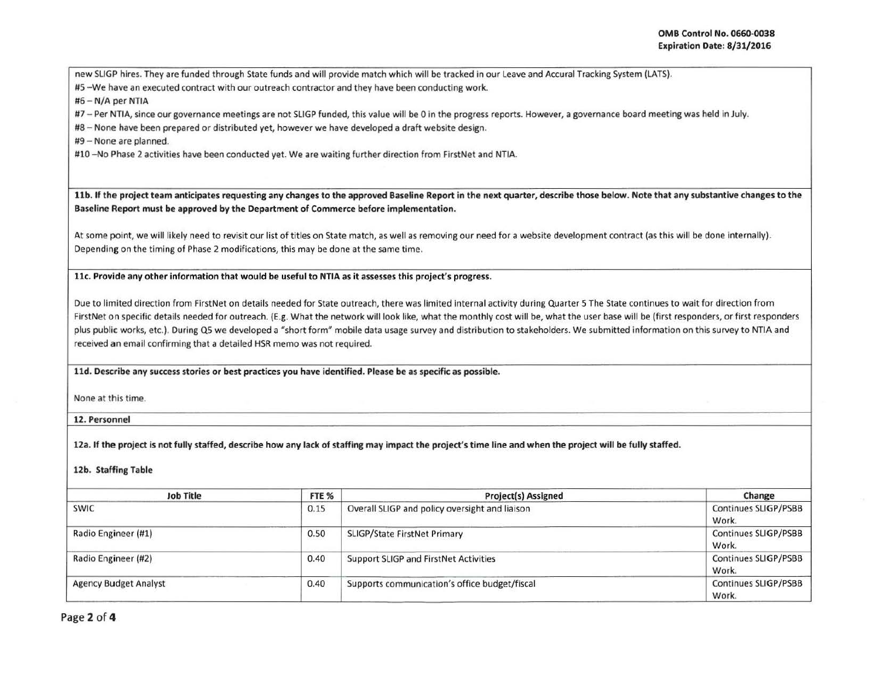new SLIGP hires. They are funded through State funds and will provide match which will be tracked in our Leave and Accural Tracking System (LATS).

#5 –We have an executed contract with our outreach contractor and they have been conducting work.

#6 – N/A per NTIA

#7 – Per NTIA, since our governance meetings are not SLIGP funded, this value will be 0 in the progress reports. However, a governance board meeting was held in July.

#8 – None have been prepared or distributed yet, however we have developed a draft website design.

#9 – None are planned.

#10 –No Phase 2 activities have been conducted yet. We are waiting further direction from FirstNet and NTIA.

**11b. If the project team anticipates requesting any changes to the approved Baseline Report in the next quarter, describe those below. Note that any substantive changes to the Baseline Report must be approved by the Department of Commerce before implementation.**

At some point, we will likely need to revisit our list of titles on State match, as well as removing our need for a website development contract (as this will be done internally). Depending on the timing of Phase 2 modifications, this may be done at the same time.

**11c. Provide any other information that would be useful to NTIA as it assesses this project's progress.**

Due to limited direction from FirstNet on details needed for State outreach, there was limited internal activity during Quarter 5 The State continues to wait for direction from FirstNet on specific details needed for outreach. (E.g. What the network will look like, what the monthly cost will be, what the user base will be (first responders, or first responders plus public works, etc.). During Q5 we developed a "short form" mobile data usage survey and distribution to stakeholders. We submitted information on this survey to NTIA and received an email confirming that a detailed HSR memo was not required.

**11d. Describe any success stories or best practices you have identified. Please be as specific as possible.**

None at this time.

**12. Personnel**

**12a. If the project is not fully staffed, describe how any lack of staffing may impact the project's time line and when the project will be fully staffed.**

**12b. Staffing Table**

| Job Title | FTE % | Project(s) Assigned | Change |
|---|---|---|---|
| SWIC | 0.15 | Overall SLIGP and policy oversight and liaison | Continues SLIGP/PSBB Work. |
| Radio Engineer (#1) | 0.50 | SLIGP/State FirstNet Primary | Continues SLIGP/PSBB Work. |
| Radio Engineer (#2) | 0.40 | Support SLIGP and FirstNet Activities | Continues SLIGP/PSBB Work. |
| Agency Budget Analyst | 0.40 | Supports communication's office budget/fiscal | Continues SLIGP/PSBB Work. |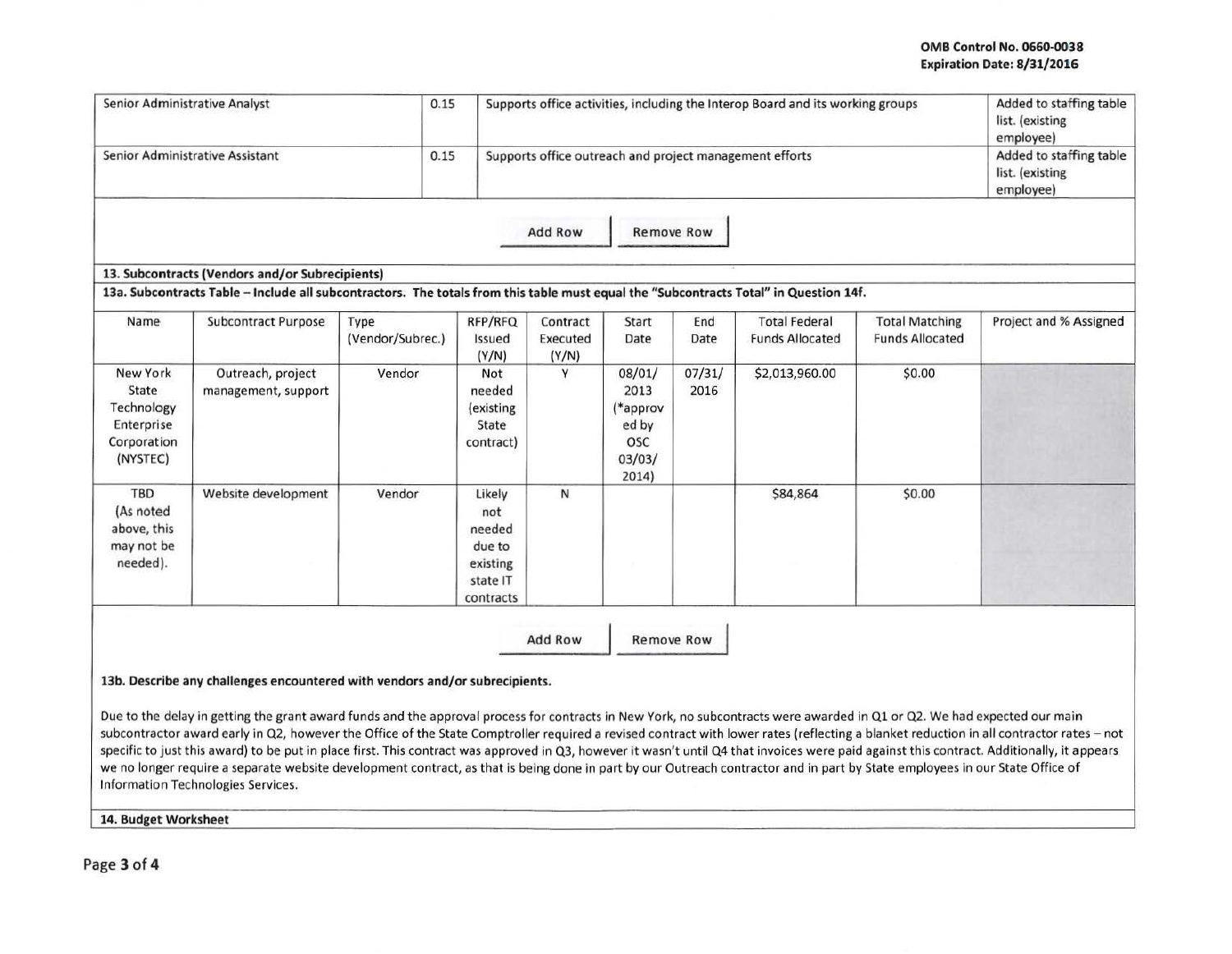| | | | |
|---|---|---|---|
| Senior Administrative Analyst | 0.15 | Supports office activities, including the Interop Board and its working groups | Added to staffing table list. (existing employee) |
| Senior Administrative Assistant | 0.15 | Supports office outreach and project management efforts | Added to staffing table list. (existing employee) |

Add Row | Remove Row

**13. Subcontracts (Vendors and/or Subrecipients)**

**13a. Subcontracts Table – Include all subcontractors. The totals from this table must equal the "Subcontracts Total" in Question 14f.**

| Name | Subcontract Purpose | Type (Vendor/Subrec.) | RFP/RFQ Issued (Y/N) | Contract Executed (Y/N) | Start Date | End Date | Total Federal Funds Allocated | Total Matching Funds Allocated | Project and % Assigned |
|---|---|---|---|---|---|---|---|---|---|
| New York State Technology Enterprise Corporation (NYSTEC) | Outreach, project management, support | Vendor | Not needed (existing State contract) | Y | 08/01/2013 (*approved by OSC 03/03/2014) | 07/31/2016 | $2,013,960.00 | $0.00 | |
| TBD (As noted above, this may not be needed). | Website development | Vendor | Likely not needed due to existing state IT contracts | N | | | $84,864 | $0.00 | |

Add Row | Remove Row

**13b. Describe any challenges encountered with vendors and/or subrecipients.**

Due to the delay in getting the grant award funds and the approval process for contracts in New York, no subcontracts were awarded in Q1 or Q2. We had expected our main subcontractor award early in Q2, however the Office of the State Comptroller required a revised contract with lower rates (reflecting a blanket reduction in all contractor rates – not specific to just this award) to be put in place first. This contract was approved in Q3, however it wasn't until Q4 that invoices were paid against this contract. Additionally, it appears we no longer require a separate website development contract, as that is being done in part by our Outreach contractor and in part by State employees in our State Office of Information Technologies Services.

**14. Budget Worksheet**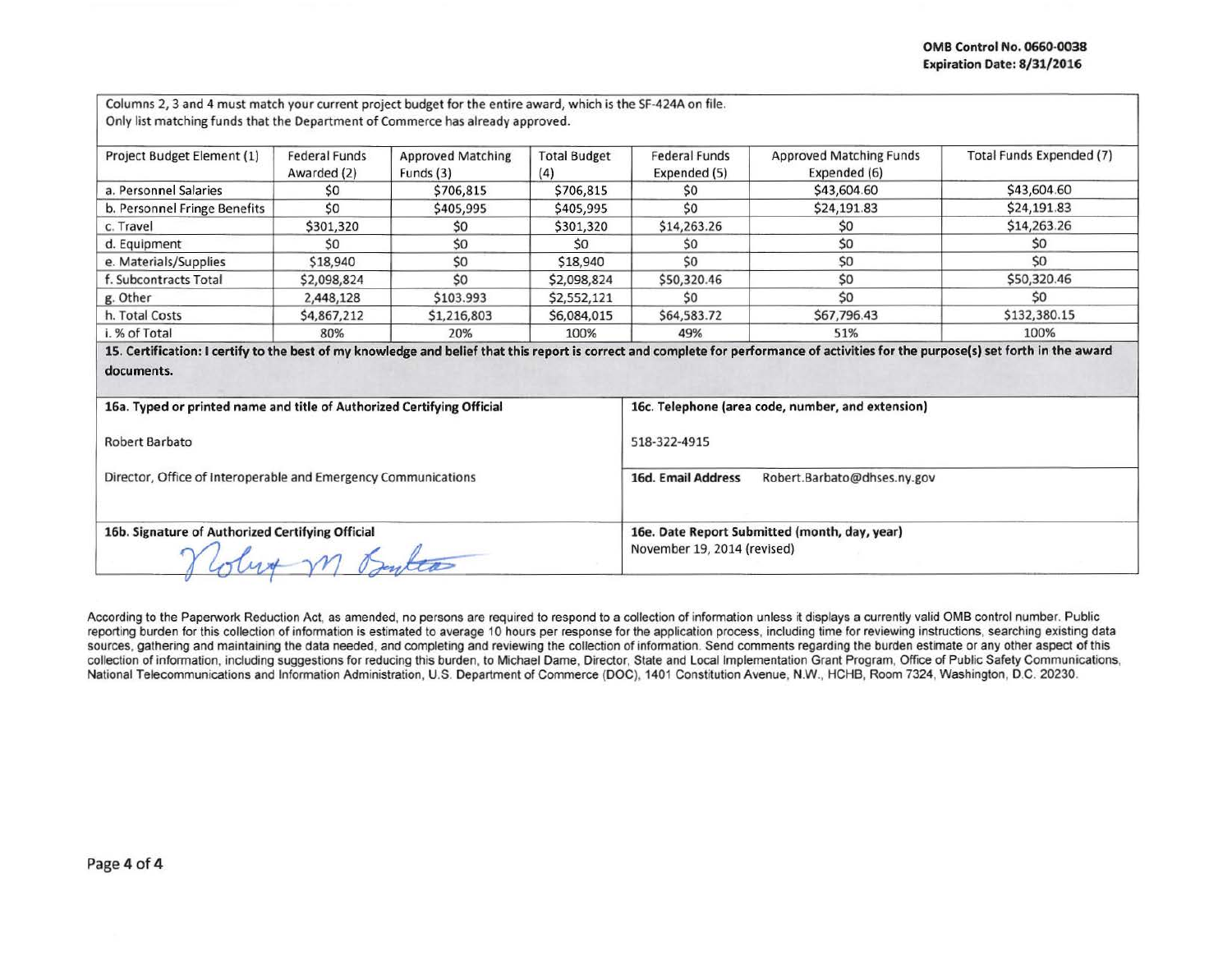OMB Control No. 0660-0038
Expiration Date: 8/31/2016

Columns 2, 3 and 4 must match your current project budget for the entire award, which is the SF-424A on file.
Only list matching funds that the Department of Commerce has already approved.

| Project Budget Element (1) | Federal Funds Awarded (2) | Approved Matching Funds (3) | Total Budget (4) | Federal Funds Expended (5) | Approved Matching Funds Expended (6) | Total Funds Expended (7) |
|---|---|---|---|---|---|---|
| a. Personnel Salaries | $0 | $706,815 | $706,815 | $0 | $43,604.60 | $43,604.60 |
| b. Personnel Fringe Benefits | $0 | $405,995 | $405,995 | $0 | $24,191.83 | $24,191.83 |
| c. Travel | $301,320 | $0 | $301,320 | $14,263.26 | $0 | $14,263.26 |
| d. Equipment | $0 | $0 | $0 | $0 | $0 | $0 |
| e. Materials/Supplies | $18,940 | $0 | $18,940 | $0 | $0 | $0 |
| f. Subcontracts Total | $2,098,824 | $0 | $2,098,824 | $50,320.46 | $0 | $50,320.46 |
| g. Other | 2,448,128 | $103.993 | $2,552,121 | $0 | $0 | $0 |
| h. Total Costs | $4,867,212 | $1,216,803 | $6,084,015 | $64,583.72 | $67,796.43 | $132,380.15 |
| i. % of Total | 80% | 20% | 100% | 49% | 51% | 100% |

**15. Certification: I certify to the best of my knowledge and belief that this report is correct and complete for performance of activities for the purpose(s) set forth in the award documents.**

| | |
|---|---|
| **16a. Typed or printed name and title of Authorized Certifying Official**<br>Robert Barbato<br>Director, Office of Interoperable and Emergency Communications | **16c. Telephone (area code, number, and extension)**<br>518-322-4915<br>**16d. Email Address** Robert.Barbato@dhses.ny.gov |
| **16b. Signature of Authorized Certifying Official**<br>Robert M Barbato | **16e. Date Report Submitted (month, day, year)**<br>November 19, 2014 (revised) |

According to the Paperwork Reduction Act, as amended, no persons are required to respond to a collection of information unless it displays a currently valid OMB control number. Public reporting burden for this collection of information is estimated to average 10 hours per response for the application process, including time for reviewing instructions, searching existing data sources, gathering and maintaining the data needed, and completing and reviewing the collection of information. Send comments regarding the burden estimate or any other aspect of this collection of information, including suggestions for reducing this burden, to Michael Dame, Director, State and Local Implementation Grant Program, Office of Public Safety Communications, National Telecommunications and Information Administration, U.S. Department of Commerce (DOC), 1401 Constitution Avenue, N.W., HCHB, Room 7324, Washington, D.C. 20230.